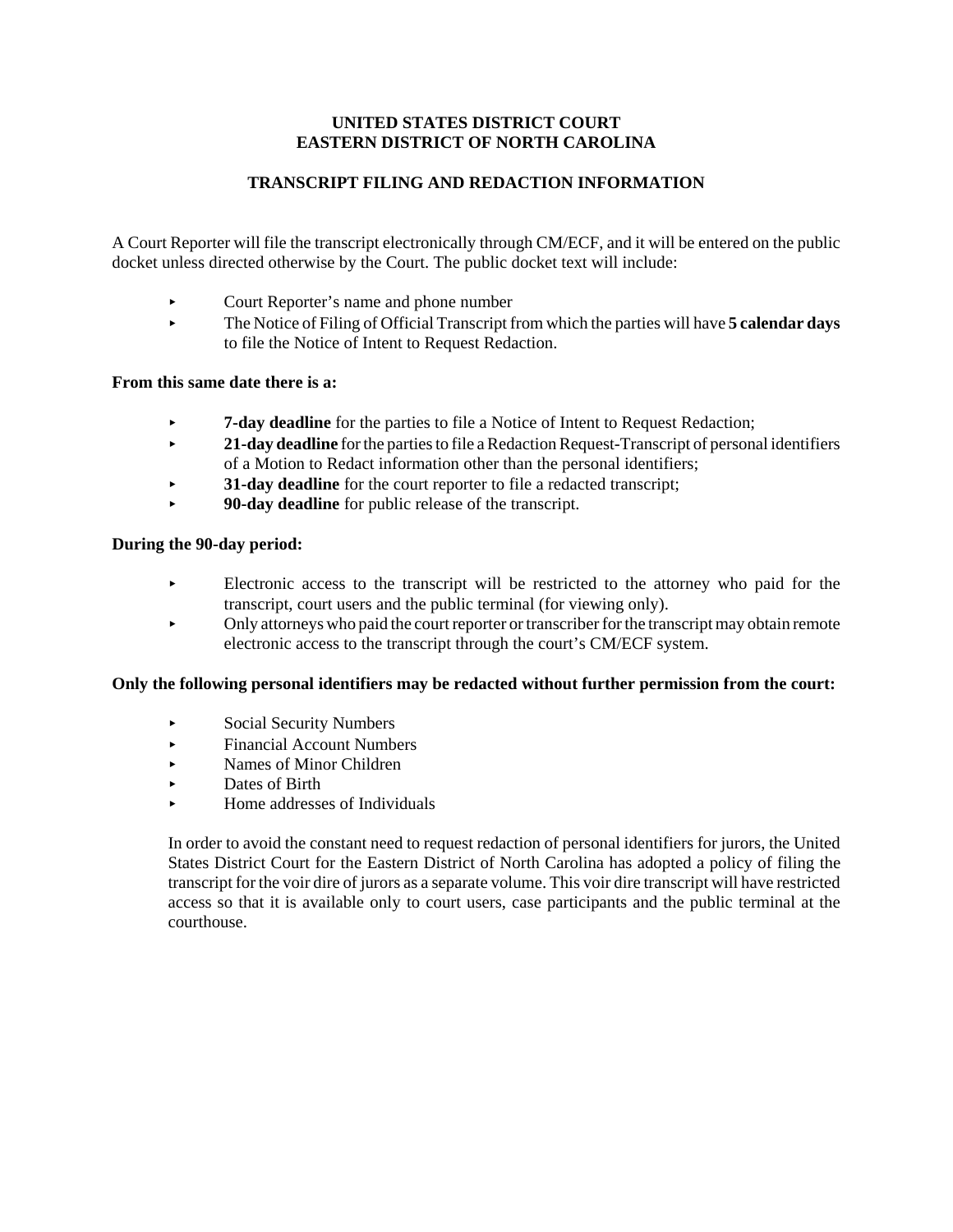# UNITED STATES DISTRICT COURT
# EASTERN DISTRICT OF NORTH CAROLINA

## TRANSCRIPT FILING AND REDACTION INFORMATION

A Court Reporter will file the transcript electronically through CM/ECF, and it will be entered on the public docket unless directed otherwise by the Court. The public docket text will include:

- Court Reporter's name and phone number
- The Notice of Filing of Official Transcript from which the parties will have **5 calendar days** to file the Notice of Intent to Request Redaction.

**From this same date there is a:**

- **7-day deadline** for the parties to file a Notice of Intent to Request Redaction;
- **21-day deadline** for the parties to file a Redaction Request-Transcript of personal identifiers of a Motion to Redact information other than the personal identifiers;
- **31-day deadline** for the court reporter to file a redacted transcript;
- **90-day deadline** for public release of the transcript.

**During the 90-day period:**

- Electronic access to the transcript will be restricted to the attorney who paid for the transcript, court users and the public terminal (for viewing only).
- Only attorneys who paid the court reporter or transcriber for the transcript may obtain remote electronic access to the transcript through the court's CM/ECF system.

**Only the following personal identifiers may be redacted without further permission from the court:**

- Social Security Numbers
- Financial Account Numbers
- Names of Minor Children
- Dates of Birth
- Home addresses of Individuals

In order to avoid the constant need to request redaction of personal identifiers for jurors, the United States District Court for the Eastern District of North Carolina has adopted a policy of filing the transcript for the voir dire of jurors as a separate volume. This voir dire transcript will have restricted access so that it is available only to court users, case participants and the public terminal at the courthouse.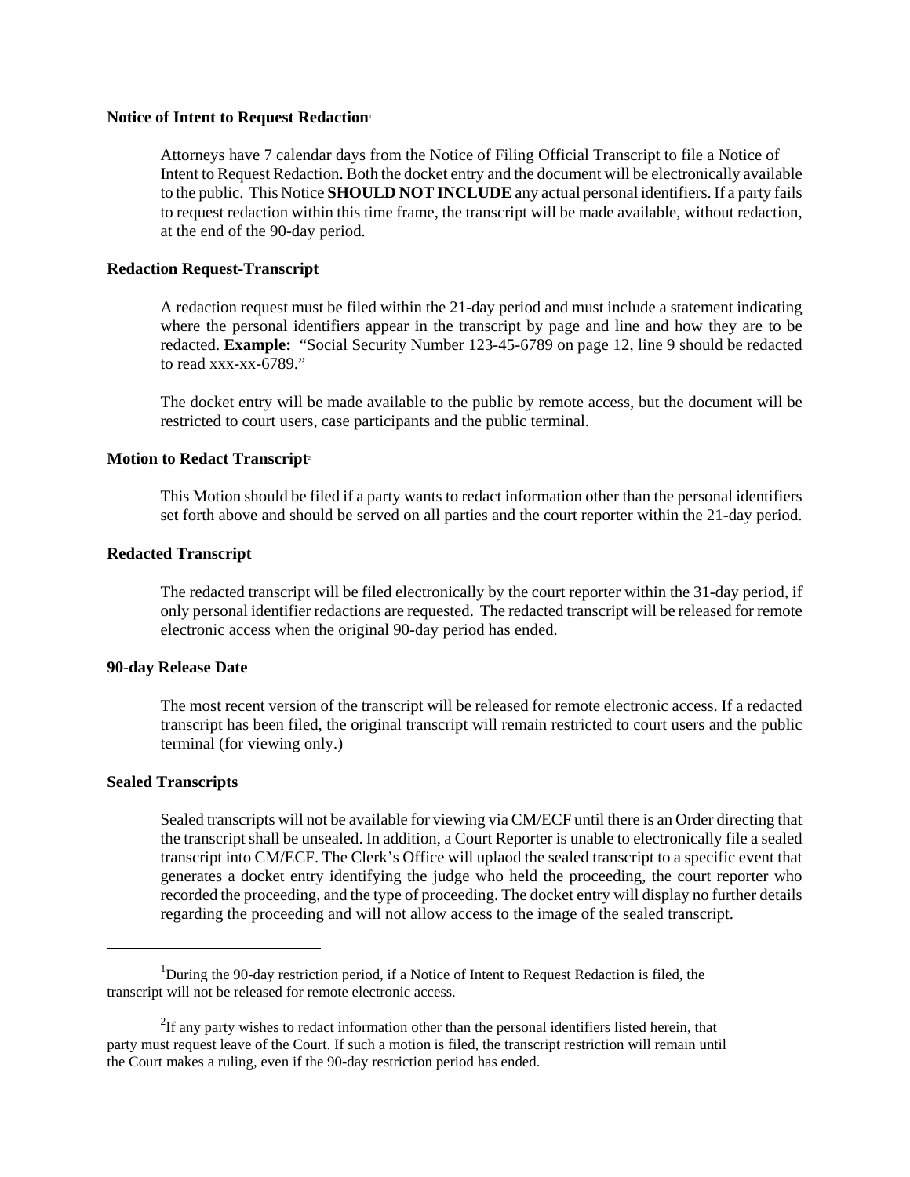**Notice of Intent to Request Redaction**[1]

Attorneys have 7 calendar days from the Notice of Filing Official Transcript to file a Notice of Intent to Request Redaction. Both the docket entry and the document will be electronically available to the public. This Notice **SHOULD NOT INCLUDE** any actual personal identifiers. If a party fails to request redaction within this time frame, the transcript will be made available, without redaction, at the end of the 90-day period.

**Redaction Request-Transcript**

A redaction request must be filed within the 21-day period and must include a statement indicating where the personal identifiers appear in the transcript by page and line and how they are to be redacted. **Example:** "Social Security Number 123-45-6789 on page 12, line 9 should be redacted to read xxx-xx-6789."

The docket entry will be made available to the public by remote access, but the document will be restricted to court users, case participants and the public terminal.

**Motion to Redact Transcript**[2]

This Motion should be filed if a party wants to redact information other than the personal identifiers set forth above and should be served on all parties and the court reporter within the 21-day period.

**Redacted Transcript**

The redacted transcript will be filed electronically by the court reporter within the 31-day period, if only personal identifier redactions are requested. The redacted transcript will be released for remote electronic access when the original 90-day period has ended.

**90-day Release Date**

The most recent version of the transcript will be released for remote electronic access. If a redacted transcript has been filed, the original transcript will remain restricted to court users and the public terminal (for viewing only.)

**Sealed Transcripts**

Sealed transcripts will not be available for viewing via CM/ECF until there is an Order directing that the transcript shall be unsealed. In addition, a Court Reporter is unable to electronically file a sealed transcript into CM/ECF. The Clerk's Office will uplaod the sealed transcript to a specific event that generates a docket entry identifying the judge who held the proceeding, the court reporter who recorded the proceeding, and the type of proceeding. The docket entry will display no further details regarding the proceeding and will not allow access to the image of the sealed transcript.

---

[1] During the 90-day restriction period, if a Notice of Intent to Request Redaction is filed, the transcript will not be released for remote electronic access.

[2] If any party wishes to redact information other than the personal identifiers listed herein, that party must request leave of the Court. If such a motion is filed, the transcript restriction will remain until the Court makes a ruling, even if the 90-day restriction period has ended.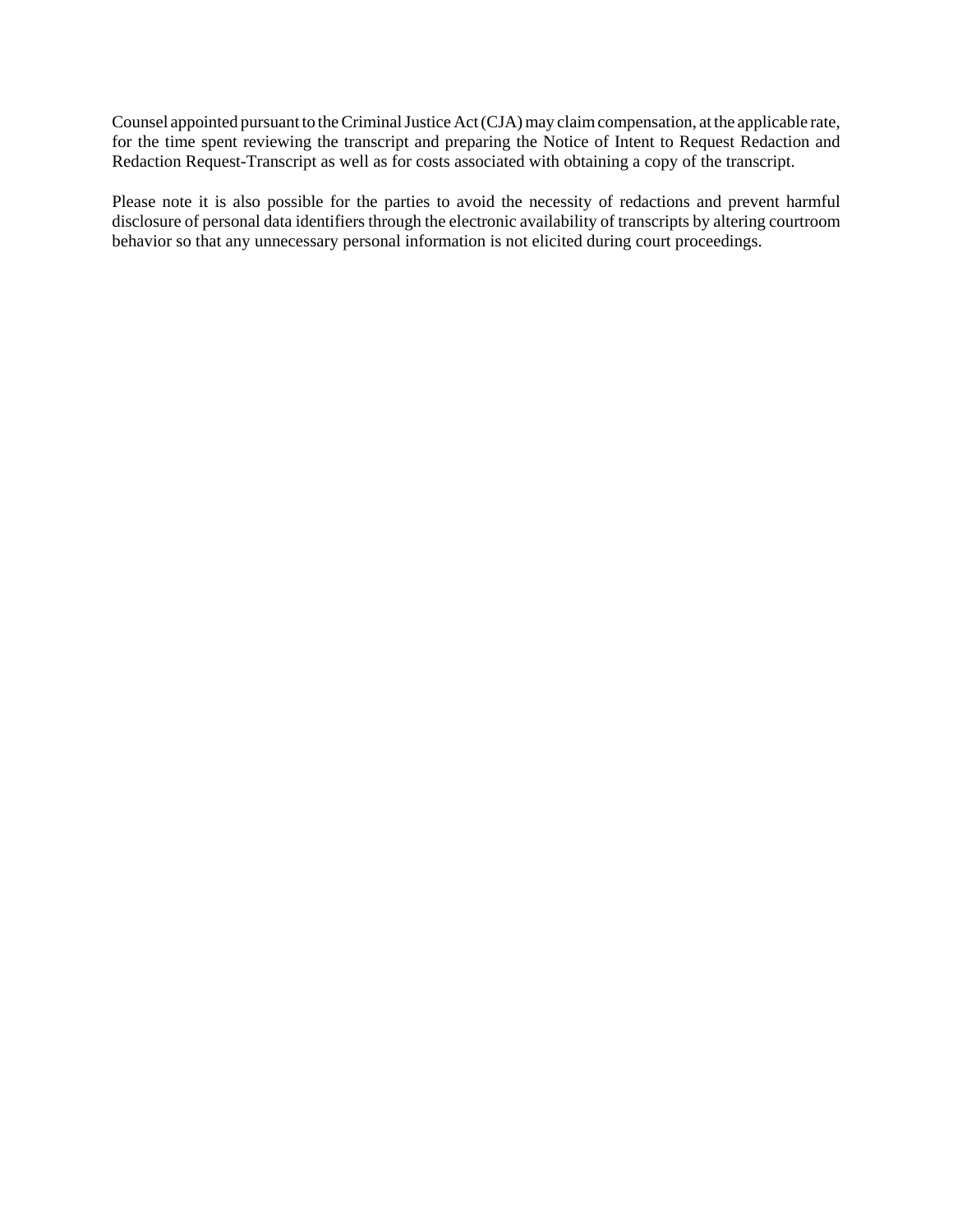Counsel appointed pursuant to the Criminal Justice Act (CJA) may claim compensation, at the applicable rate, for the time spent reviewing the transcript and preparing the Notice of Intent to Request Redaction and Redaction Request-Transcript as well as for costs associated with obtaining a copy of the transcript.

Please note it is also possible for the parties to avoid the necessity of redactions and prevent harmful disclosure of personal data identifiers through the electronic availability of transcripts by altering courtroom behavior so that any unnecessary personal information is not elicited during court proceedings.